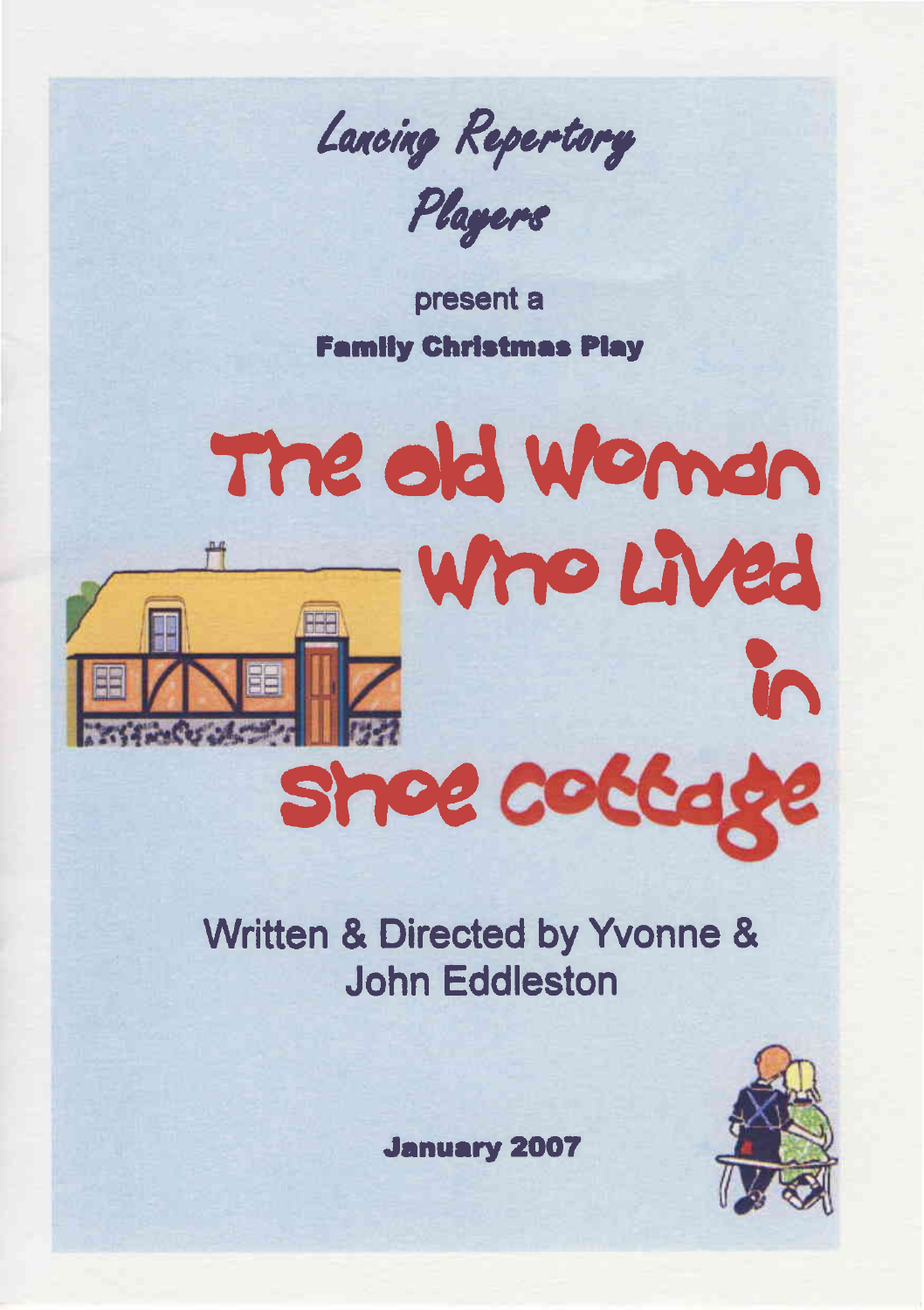Lancing Repertory Players

present a

**Family Christmas Play**

# The old Woman who Lived in Shoe cottage

Written & Directed by Yvonne & John Eddleston

**January 2007**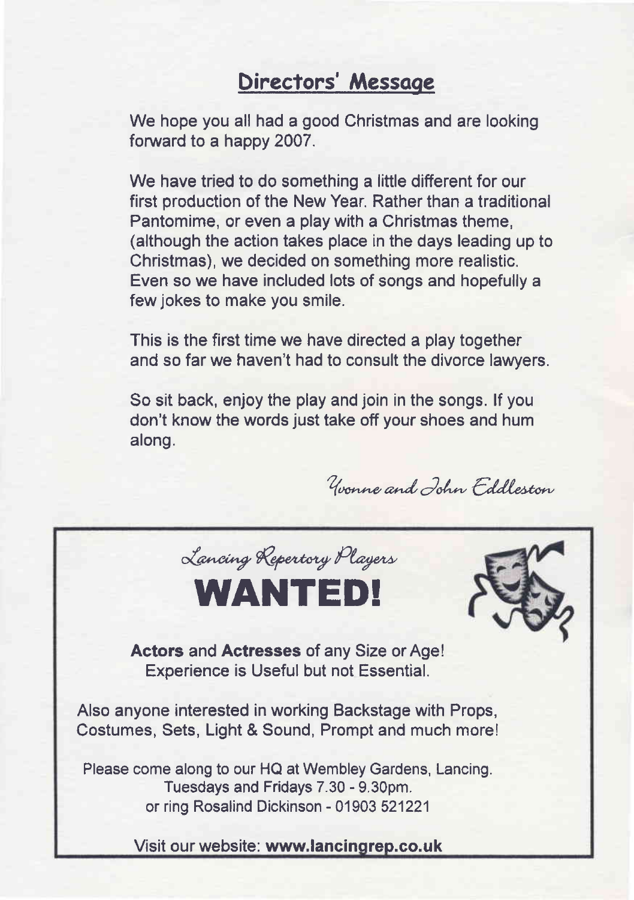## Directors' Message

We hope you all had a good Christmas and are looking forward to a happy 2007.

We have tried to do something a little different for our first production of the New Year. Rather than a traditional Pantomime, or even a play with a Christmas theme, (although the action takes place in the days leading up to Christmas), we decided on something more realistic. Even so we have included lots of songs and hopefully a few jokes to make you smile.

This is the first time we have directed a play together and so far we haven't had to consult the divorce lawyers.

So sit back, enjoy the play and join in the songs. If you don't know the words just take off your shoes and hum along.

*Yvonne and John Eddleston*

---

*Lancing Repertory Players*

# WANTED!

**Actors** and **Actresses** of any Size or Age!
Experience is Useful but not Essential.

Also anyone interested in working Backstage with Props, Costumes, Sets, Light & Sound, Prompt and much more!

Please come along to our HQ at Wembley Gardens, Lancing.
Tuesdays and Fridays 7.30 - 9.30pm.
or ring Rosalind Dickinson - 01903 521221

Visit our website: **www.lancingrep.co.uk**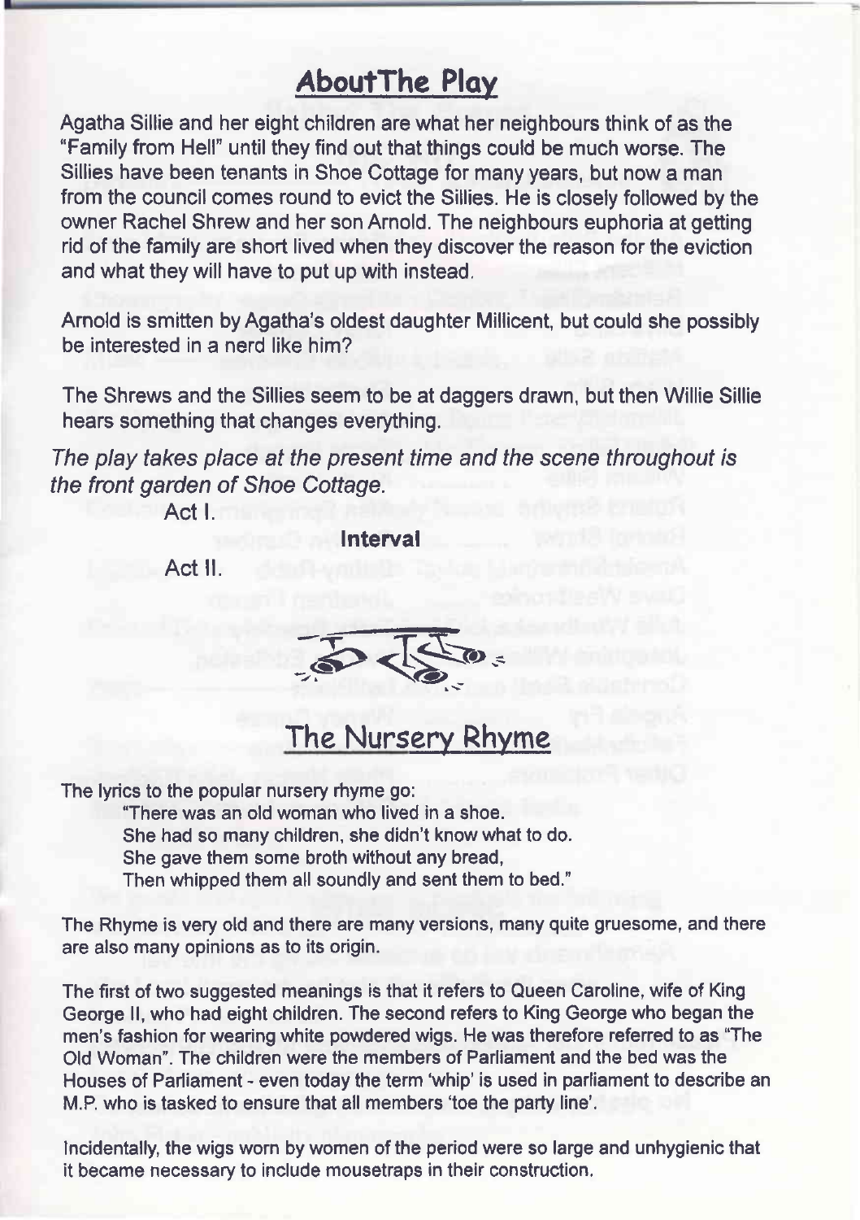## AboutThe Play

Agatha Sillie and her eight children are what her neighbours think of as the "Family from Hell" until they find out that things could be much worse. The Sillies have been tenants in Shoe Cottage for many years, but now a man from the council comes round to evict the Sillies. He is closely followed by the owner Rachel Shrew and her son Arnold. The neighbours euphoria at getting rid of the family are short lived when they discover the reason for the eviction and what they will have to put up with instead.

Arnold is smitten by Agatha's oldest daughter Millicent, but could she possibly be interested in a nerd like him?

The Shrews and the Sillies seem to be at daggers drawn, but then Willie Sillie hears something that changes everything.

*The play takes place at the present time and the scene throughout is the front garden of Shoe Cottage.*

Act I.

**Interval**

Act II.

## The Nursery Rhyme

The lyrics to the popular nursery rhyme go:

"There was an old woman who lived in a shoe.
She had so many children, she didn't know what to do.
She gave them some broth without any bread,
Then whipped them all soundly and sent them to bed."

The Rhyme is very old and there are many versions, many quite gruesome, and there are also many opinions as to its origin.

The first of two suggested meanings is that it refers to Queen Caroline, wife of King George II, who had eight children. The second refers to King George who began the men's fashion for wearing white powdered wigs. He was therefore referred to as "The Old Woman". The children were the members of Parliament and the bed was the Houses of Parliament - even today the term 'whip' is used in parliament to describe an M.P. who is tasked to ensure that all members 'toe the party line'.

Incidentally, the wigs worn by women of the period were so large and unhygienic that it became necessary to include mousetraps in their construction.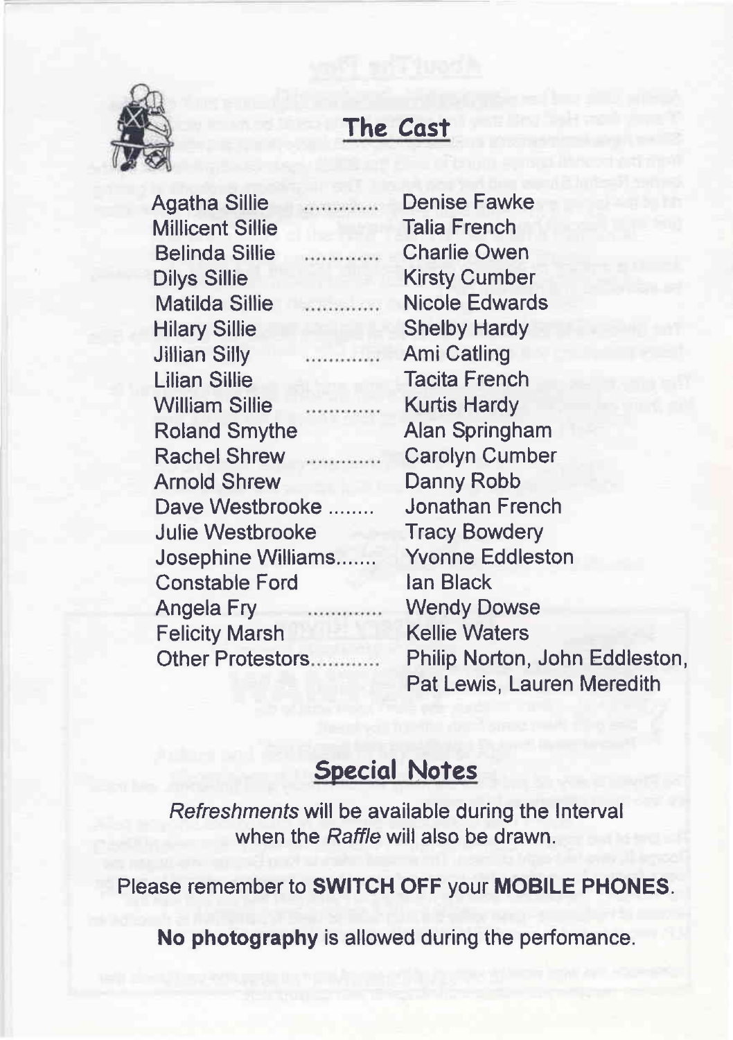## The Cast

| | |
|---|---|
| Agatha Sillie ............ | Denise Fawke |
| Millicent Sillie | Talia French |
| Belinda Sillie ............ | Charlie Owen |
| Dilys Sillie | Kirsty Cumber |
| Matilda Sillie ............ | Nicole Edwards |
| Hilary Sillie | Shelby Hardy |
| Jillian Silly ............ | Ami Catling |
| Lilian Sillie | Tacita French |
| William Sillie ............ | Kurtis Hardy |
| Roland Smythe | Alan Springham |
| Rachel Shrew ............ | Carolyn Cumber |
| Arnold Shrew | Danny Robb |
| Dave Westbrooke ........ | Jonathan French |
| Julie Westbrooke | Tracy Bowdery |
| Josephine Williams....... | Yvonne Eddleston |
| Constable Ford | Ian Black |
| Angela Fry ............ | Wendy Dowse |
| Felicity Marsh | Kellie Waters |
| Other Protestors........... | Philip Norton, John Eddleston, Pat Lewis, Lauren Meredith |

## Special Notes

*Refreshments* will be available during the Interval when the *Raffle* will also be drawn.

Please remember to **SWITCH OFF** your **MOBILE PHONES**.

**No photography** is allowed during the perfomance.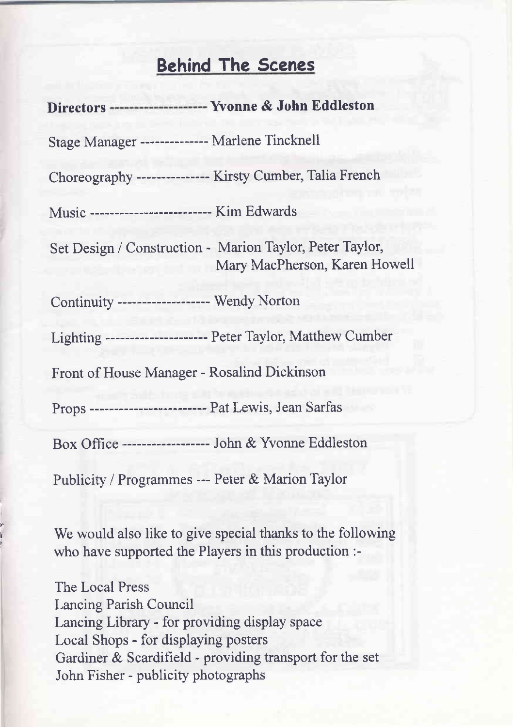## Behind The Scenes

**Directors -------------------- Yvonne & John Eddleston**

Stage Manager -------------- Marlene Tincknell

Choreography --------------- Kirsty Cumber, Talia French

Music ------------------------- Kim Edwards

Set Design / Construction - Marion Taylor, Peter Taylor, Mary MacPherson, Karen Howell

Continuity ------------------- Wendy Norton

Lighting --------------------- Peter Taylor, Matthew Cumber

Front of House Manager - Rosalind Dickinson

Props ------------------------ Pat Lewis, Jean Sarfas

Box Office ------------------ John & Yvonne Eddleston

Publicity / Programmes --- Peter & Marion Taylor

We would also like to give special thanks to the following who have supported the Players in this production :-

The Local Press
Lancing Parish Council
Lancing Library - for providing display space
Local Shops - for displaying posters
Gardiner & Scardifield - providing transport for the set
John Fisher - publicity photographs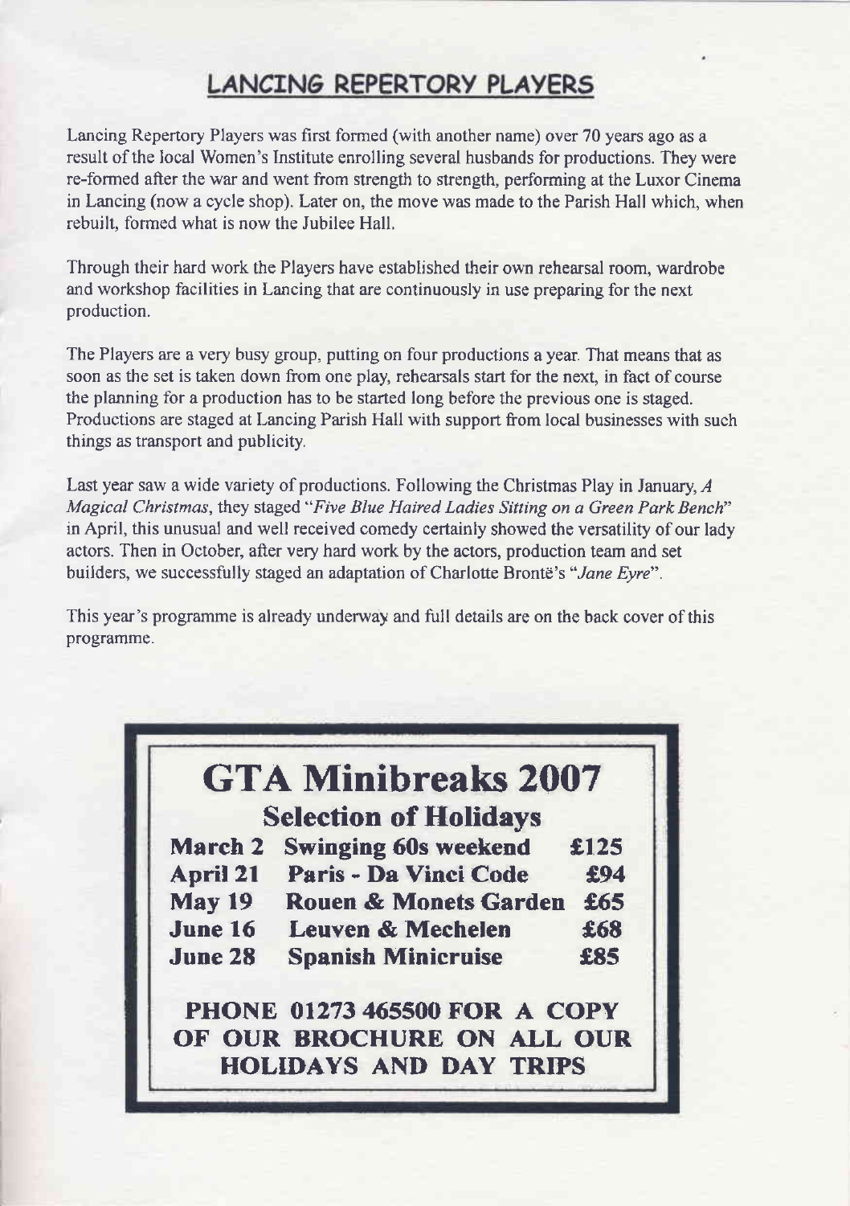## LANCING REPERTORY PLAYERS

Lancing Repertory Players was first formed (with another name) over 70 years ago as a result of the local Women's Institute enrolling several husbands for productions. They were re-formed after the war and went from strength to strength, performing at the Luxor Cinema in Lancing (now a cycle shop). Later on, the move was made to the Parish Hall which, when rebuilt, formed what is now the Jubilee Hall.

Through their hard work the Players have established their own rehearsal room, wardrobe and workshop facilities in Lancing that are continuously in use preparing for the next production.

The Players are a very busy group, putting on four productions a year. That means that as soon as the set is taken down from one play, rehearsals start for the next, in fact of course the planning for a production has to be started long before the previous one is staged. Productions are staged at Lancing Parish Hall with support from local businesses with such things as transport and publicity.

Last year saw a wide variety of productions. Following the Christmas Play in January, *A Magical Christmas*, they staged "*Five Blue Haired Ladies Sitting on a Green Park Bench*" in April, this unusual and well received comedy certainly showed the versatility of our lady actors. Then in October, after very hard work by the actors, production team and set builders, we successfully staged an adaptation of Charlotte Brontë's "*Jane Eyre*".

This year's programme is already underway and full details are on the back cover of this programme.

## GTA Minibreaks 2007

### Selection of Holidays

| | | |
|---|---|---|
| **March 2** | **Swinging 60s weekend** | **£125** |
| **April 21** | **Paris - Da Vinci Code** | **£94** |
| **May 19** | **Rouen & Monets Garden** | **£65** |
| **June 16** | **Leuven & Mechelen** | **£68** |
| **June 28** | **Spanish Minicruise** | **£85** |

**PHONE 01273 465500 FOR A COPY OF OUR BROCHURE ON ALL OUR HOLIDAYS AND DAY TRIPS**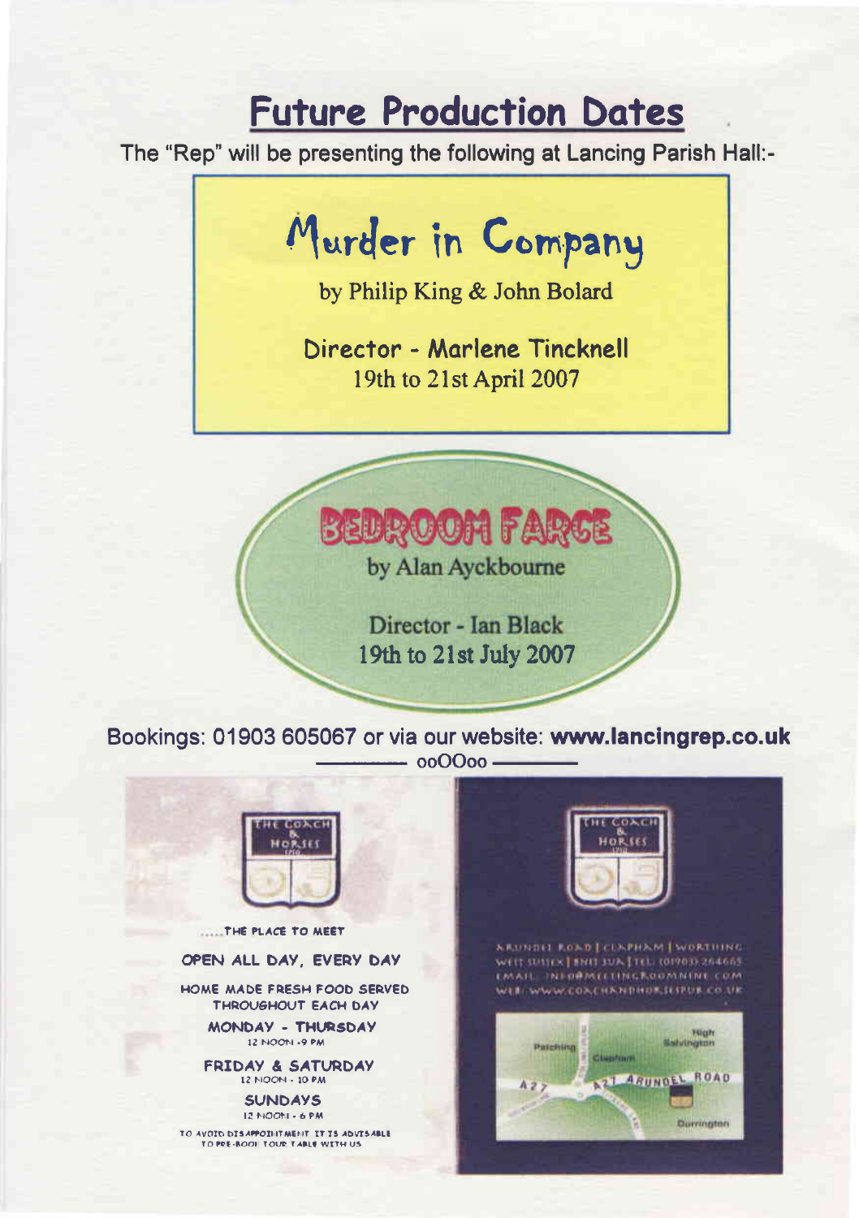# Future Production Dates

The "Rep" will be presenting the following at Lancing Parish Hall:-

## Murder in Company

by Philip King & John Bolard

**Director - Marlene Tincknell**
19th to 21st April 2007

## BEDROOM FARCE

by Alan Ayckbourne

**Director - Ian Black**
**19th to 21st July 2007**

Bookings: 01903 605067 or via our website: **www.lancingrep.co.uk**

ooOOoo

THE COACH & HORSES

.....THE PLACE TO MEET

OPEN ALL DAY, EVERY DAY

HOME MADE FRESH FOOD SERVED THROUGHOUT EACH DAY

MONDAY - THURSDAY
12 NOON - 9 PM

FRIDAY & SATURDAY
12 NOON - 10 PM

SUNDAYS
12 NOON - 6 PM

TO AVOID DISAPPOINTMENT IT IS ADVISABLE TO PRE-BOOK YOUR TABLE WITH US

THE COACH & HORSES

ARUNDEL ROAD | CLAPHAM | WORTHING
WEST SUSSEX | BN13 3UA | TEL: (01903) 264665
EMAIL: INFO@MEETINGROOMNINE.COM
WEB: WWW.COACHANDHORSESPUB.CO.UK

Patching
Clapham
High Salvington
A27
A27 ARUNDEL ROAD
Durrington